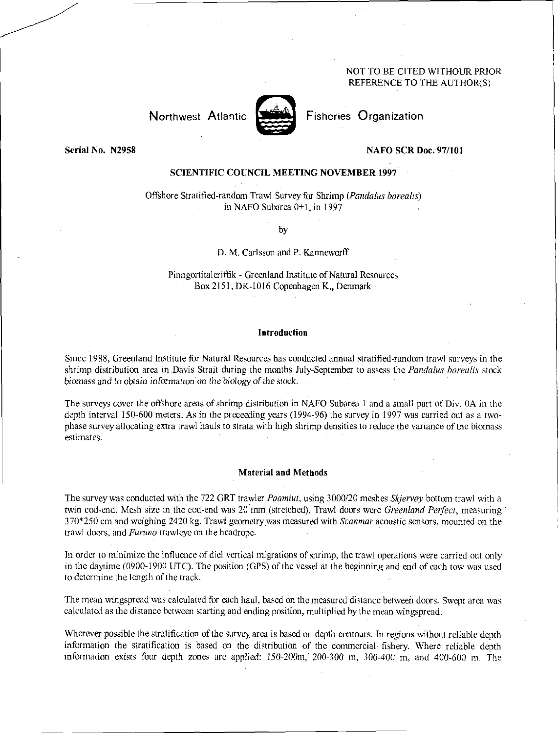NOT TO BE CITED WITHOUR PRIOR REFERENCE TO THE AUTHOR(S)

Northwest Atlantic Fisheries Organization

**Serial No. N2958** **NAFO SCR Doc. 97/101**

**SCIENTIFIC COUNCIL MEETING NOVEMBER 1997**

Offshore Stratified-random Trawl Survey for Shrimp (*Pandalus borealis*) in NAFO Subarea 0+1, in 1997

by

D. M. Carlsson and P. Kanneworff

Pinngortitaleriffik - Greenland Institute of Natural Resources
Box 2151, DK-1016 Copenhagen K., Denmark

## Introduction

Since 1988, Greenland Institute for Natural Resources has conducted annual stratified-random trawl surveys in the shrimp distribution area in Davis Strait during the months July-September to assess the *Pandalus borealis* stock biomass and to obtain information on the biology of the stock.

The surveys cover the offshore areas of shrimp distribution in NAFO Subarea 1 and a small part of Div. 0A in the depth interval 150-600 meters. As in the preceeding years (1994-96) the survey in 1997 was carried out as a two-phase survey allocating extra trawl hauls to strata with high shrimp densities to reduce the variance of the biomass estimates.

## Material and Methods

The survey was conducted with the 722 GRT trawler *Paamiut*, using 3000/20 meshes *Skjervøy* bottom trawl with a twin cod-end. Mesh size in the cod-end was 20 mm (stretched). Trawl doors were *Greenland Perfect*, measuring 370*250 cm and weighing 2420 kg. Trawl geometry was measured with *Scanmar* acoustic sensors, mounted on the trawl doors, and *Furuno* trawleye on the headrope.

In order to minimize the influence of diel vertical migrations of shrimp, the trawl operations were carried out only in the daytime (0900-1900 UTC). The position (GPS) of the vessel at the beginning and end of each tow was used to determine the length of the track.

The mean wingspread was calculated for each haul, based on the measured distance between doors. Swept area was calculated as the distance between starting and ending position, multiplied by the mean wingspread.

Wherever possible the stratification of the survey area is based on depth contours. In regions without reliable depth information the stratification is based on the distribution of the commercial fishery. Where reliable depth information exists four depth zones are applied: 150-200m, 200-300 m, 300-400 m, and 400-600 m. The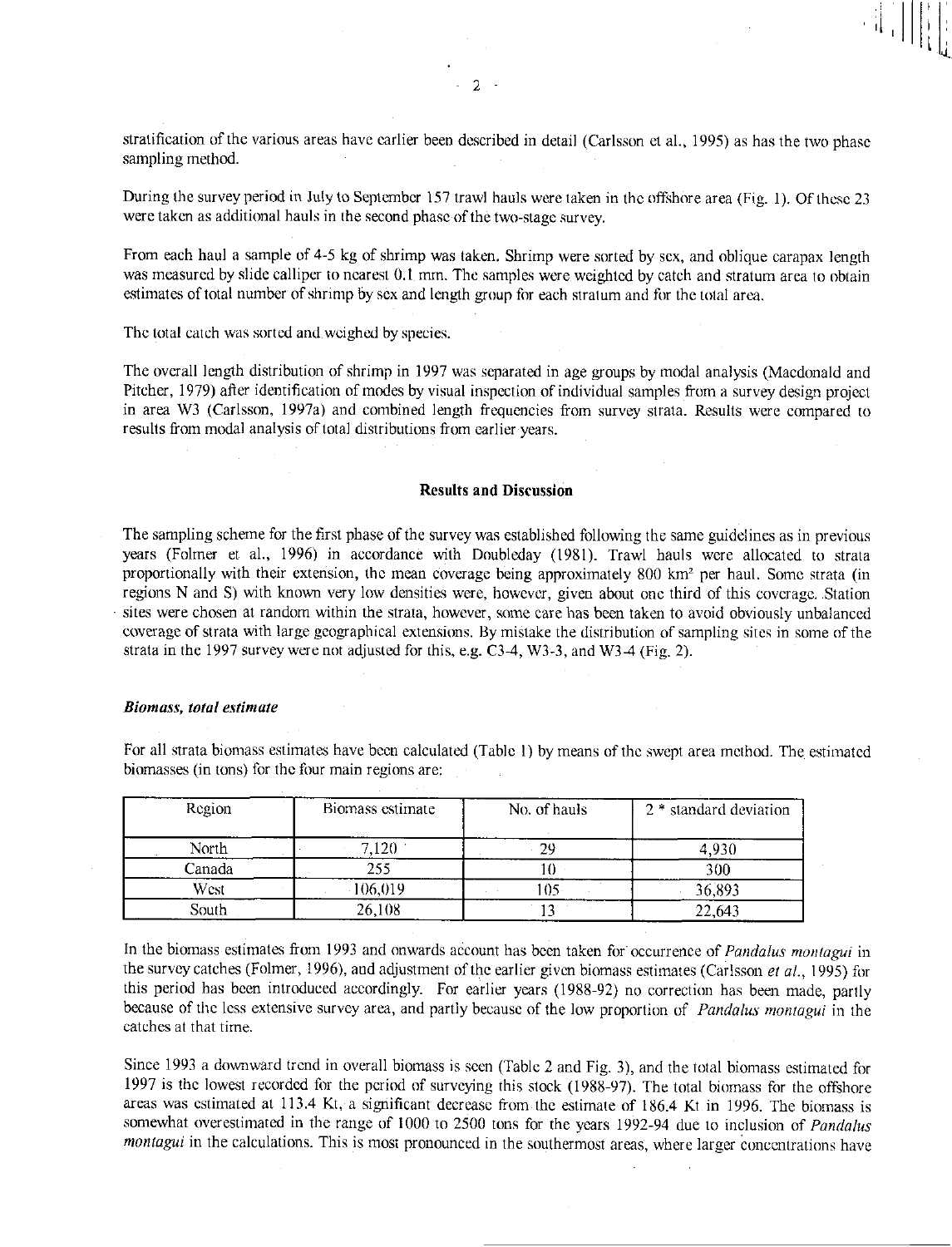stratification of the various areas have earlier been described in detail (Carlsson et al., 1995) as has the two phase sampling method.

During the survey period in July to September 157 trawl hauls were taken in the offshore area (Fig. 1). Of these 23 were taken as additional hauls in the second phase of the two-stage survey.

From each haul a sample of 4-5 kg of shrimp was taken. Shrimp were sorted by sex, and oblique carapax length was measured by slide calliper to nearest 0.1 mm. The samples were weighted by catch and stratum area to obtain estimates of total number of shrimp by sex and length group for each stratum and for the total area.

The total catch was sorted and weighed by species.

The overall length distribution of shrimp in 1997 was separated in age groups by modal analysis (Macdonald and Pitcher, 1979) after identification of modes by visual inspection of individual samples from a survey design project in area W3 (Carlsson, 1997a) and combined length frequencies from survey strata. Results were compared to results from modal analysis of total distributions from earlier years.

## Results and Discussion

The sampling scheme for the first phase of the survey was established following the same guidelines as in previous years (Folmer et al., 1996) in accordance with Doubleday (1981). Trawl hauls were allocated to strata proportionally with their extension, the mean coverage being approximately 800 km² per haul. Some strata (in regions N and S) with known very low densities were, however, given about one third of this coverage. Station sites were chosen at random within the strata, however, some care has been taken to avoid obviously unbalanced coverage of strata with large geographical extensions. By mistake the distribution of sampling sites in some of the strata in the 1997 survey were not adjusted for this, e.g. C3-4, W3-3, and W3-4 (Fig. 2).

### *Biomass, total estimate*

For all strata biomass estimates have been calculated (Table 1) by means of the swept area method. The estimated biomasses (in tons) for the four main regions are:

| Region | Biomass estimate | No. of hauls | 2 * standard deviation |
|---|---|---|---|
| North | 7,120 | 29 | 4,930 |
| Canada | 255 | 10 | 300 |
| West | 106,019 | 105 | 36,893 |
| South | 26,108 | 13 | 22,643 |

In the biomass estimates from 1993 and onwards account has been taken for occurrence of *Pandalus montagui* in the survey catches (Folmer, 1996), and adjustment of the earlier given biomass estimates (Carlsson *et al.*, 1995) for this period has been introduced accordingly. For earlier years (1988-92) no correction has been made, partly because of the less extensive survey area, and partly because of the low proportion of *Pandalus montagui* in the catches at that time.

Since 1993 a downward trend in overall biomass is seen (Table 2 and Fig. 3), and the total biomass estimated for 1997 is the lowest recorded for the period of surveying this stock (1988-97). The total biomass for the offshore areas was estimated at 113.4 Kt, a significant decrease from the estimate of 186.4 Kt in 1996. The biomass is somewhat overestimated in the range of 1000 to 2500 tons for the years 1992-94 due to inclusion of *Pandalus montagui* in the calculations. This is most pronounced in the southermost areas, where larger concentrations have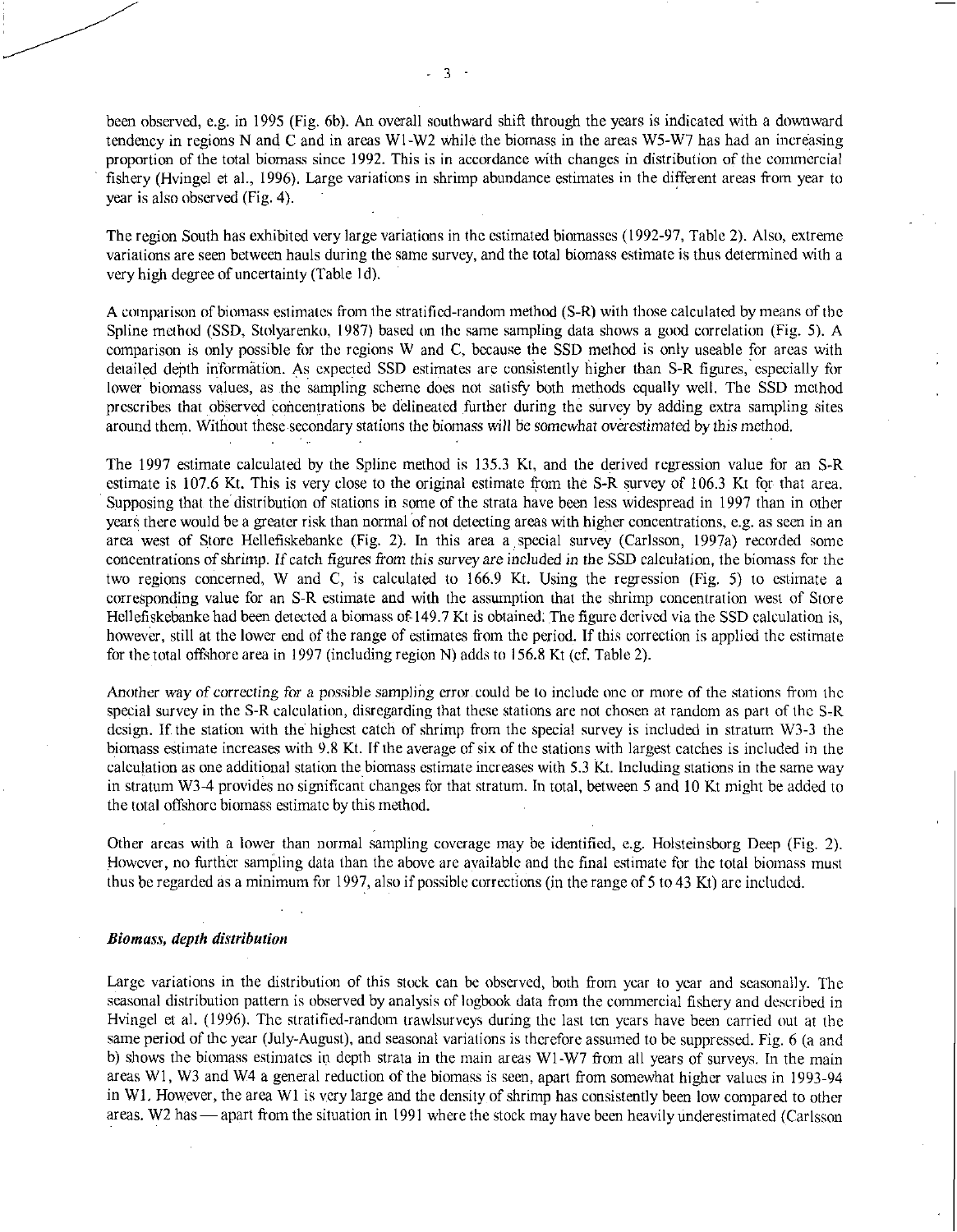been observed, e.g. in 1995 (Fig. 6b). An overall southward shift through the years is indicated with a downward tendency in regions N and C and in areas W1-W2 while the biomass in the areas W5-W7 has had an increasing proportion of the total biomass since 1992. This is in accordance with changes in distribution of the commercial fishery (Hvingel et al., 1996). Large variations in shrimp abundance estimates in the different areas from year to year is also observed (Fig. 4).

The region South has exhibited very large variations in the estimated biomasses (1992-97, Table 2). Also, extreme variations are seen between hauls during the same survey, and the total biomass estimate is thus determined with a very high degree of uncertainty (Table 1d).

A comparison of biomass estimates from the stratified-random method (S-R) with those calculated by means of the Spline method (SSD, Stolyarenko, 1987) based on the same sampling data shows a good correlation (Fig. 5). A comparison is only possible for the regions W and C, because the SSD method is only useable for areas with detailed depth information. As expected SSD estimates are consistently higher than S-R figures, especially for lower biomass values, as the sampling scheme does not satisfy both methods equally well. The SSD method prescribes that observed concentrations be delineated further during the survey by adding extra sampling sites around them. Without these secondary stations the biomass will be somewhat overestimated by this method.

The 1997 estimate calculated by the Spline method is 135.3 Kt, and the derived regression value for an S-R estimate is 107.6 Kt. This is very close to the original estimate from the S-R survey of 106.3 Kt for that area. Supposing that the distribution of stations in some of the strata have been less widespread in 1997 than in other years there would be a greater risk than normal of not detecting areas with higher concentrations, e.g. as seen in an area west of Store Hellefiskebanke (Fig. 2). In this area a special survey (Carlsson, 1997a) recorded some concentrations of shrimp. If catch figures from this survey are included in the SSD calculation, the biomass for the two regions concerned, W and C, is calculated to 166.9 Kt. Using the regression (Fig. 5) to estimate a corresponding value for an S-R estimate and with the assumption that the shrimp concentration west of Store Hellefiskebanke had been detected a biomass of 149.7 Kt is obtained. The figure derived via the SSD calculation is, however, still at the lower end of the range of estimates from the period. If this correction is applied the estimate for the total offshore area in 1997 (including region N) adds to 156.8 Kt (cf. Table 2).

Another way of correcting for a possible sampling error could be to include one or more of the stations from the special survey in the S-R calculation, disregarding that these stations are not chosen at random as part of the S-R design. If the station with the highest catch of shrimp from the special survey is included in stratum W3-3 the biomass estimate increases with 9.8 Kt. If the average of six of the stations with largest catches is included in the calculation as one additional station the biomass estimate increases with 5.3 Kt. Including stations in the same way in stratum W3-4 provides no significant changes for that stratum. In total, between 5 and 10 Kt might be added to the total offshore biomass estimate by this method.

Other areas with a lower than normal sampling coverage may be identified, e.g. Holsteinsborg Deep (Fig. 2). However, no further sampling data than the above are available and the final estimate for the total biomass must thus be regarded as a minimum for 1997, also if possible corrections (in the range of 5 to 43 Kt) are included.

### *Biomass, depth distribution*

Large variations in the distribution of this stock can be observed, both from year to year and seasonally. The seasonal distribution pattern is observed by analysis of logbook data from the commercial fishery and described in Hvingel et al. (1996). The stratified-random trawlsurveys during the last ten years have been carried out at the same period of the year (July-August), and seasonal variations is therefore assumed to be suppressed. Fig. 6 (a and b) shows the biomass estimates in depth strata in the main areas W1-W7 from all years of surveys. In the main areas W1, W3 and W4 a general reduction of the biomass is seen, apart from somewhat higher values in 1993-94 in W1. However, the area W1 is very large and the density of shrimp has consistently been low compared to other areas. W2 has — apart from the situation in 1991 where the stock may have been heavily underestimated (Carlsson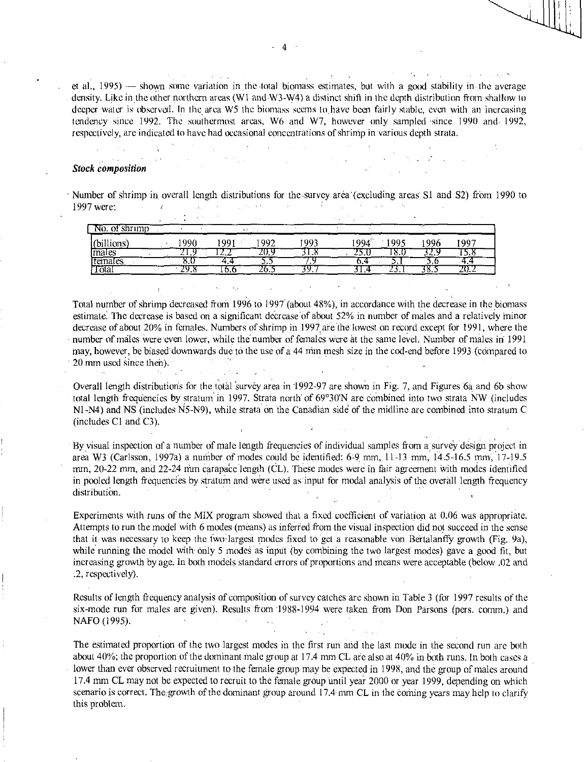et al., 1995) — shown some variation in the total biomass estimates, but with a good stability in the average density. Like in the other northern areas (W1 and W3-W4) a distinct shift in the depth distribution from shallow to deeper water is observed. In the area W5 the biomass seems to have been fairly stable, even with an increasing tendency since 1992. The southermost areas, W6 and W7, however only sampled since 1990 and 1992, respectively, are indicated to have had occasional concentrations of shrimp in various depth strata.

### *Stock composition*

Number of shrimp in overall length distributions for the survey area (excluding areas S1 and S2) from 1990 to 1997 were:

| No. of shrimp (billions) | 1990 | 1991 | 1992 | 1993 | 1994 | 1995 | 1996 | 1997 |
|---|---|---|---|---|---|---|---|---|
| males | 21.9 | 12.2 | 20.9 | 31.8 | 25.0 | 18.0 | 32.9 | 15.8 |
| females | 8.0 | 4.4 | 5.5 | 7.9 | 6.4 | 5.1 | 5.6 | 4.4 |
| Total | 29.8 | 16.6 | 26.5 | 39.7 | 31.4 | 23.1 | 38.5 | 20.2 |

Total number of shrimp decreased from 1996 to 1997 (about 48%), in accordance with the decrease in the biomass estimate. The decrease is based on a significant decrease of about 52% in number of males and a relatively minor decrease of about 20% in females. Numbers of shrimp in 1997 are the lowest on record except for 1991, where the number of males were even lower, while the number of females were at the same level. Number of males in 1991 may, however, be biased downwards due to the use of a 44 mm mesh size in the cod-end before 1993 (compared to 20 mm used since then).

Overall length distributions for the total survey area in 1992-97 are shown in Fig. 7, and Figures 6a and 6b show total length frequencies by stratum in 1997. Strata north of 69°30'N are combined into two strata NW (includes N1-N4) and NS (includes N5-N9), while strata on the Canadian side of the midline are combined into stratum C (includes C1 and C3).

By visual inspection of a number of male length frequencies of individual samples from a survey design project in area W3 (Carlsson, 1997a) a number of modes could be identified: 6-9 mm, 11-13 mm, 14.5-16.5 mm, 17-19.5 mm, 20-22 mm, and 22-24 mm carapace length (CL). These modes were in fair agreement with modes identified in pooled length frequencies by stratum and were used as input for modal analysis of the overall length frequency distribution.

Experiments with runs of the MIX program showed that a fixed coefficient of variation at 0.06 was appropriate. Attempts to run the model with 6 modes (means) as inferred from the visual inspection did not succeed in the sense that it was necessary to keep the two largest modes fixed to get a reasonable von Bertalanffy growth (Fig. 9a), while running the model with only 5 modes as input (by combining the two largest modes) gave a good fit, but increasing growth by age. In both models standard errors of proportions and means were acceptable (below .02 and .2, respectively).

Results of length frequency analysis of composition of survey catches are shown in Table 3 (for 1997 results of the six-mode run for males are given). Results from 1988-1994 were taken from Don Parsons (pers. comm.) and NAFO (1995).

The estimated proportion of the two largest modes in the first run and the last mode in the second run are both about 40%; the proportion of the dominant male group at 17.4 mm CL are also at 40% in both runs. In both cases a lower than ever observed recruitment to the female group may be expected in 1998, and the group of males around 17.4 mm CL may not be expected to recruit to the female group until year 2000 or year 1999, depending on which scenario is correct. The growth of the dominant group around 17.4 mm CL in the coming years may help to clarify this problem.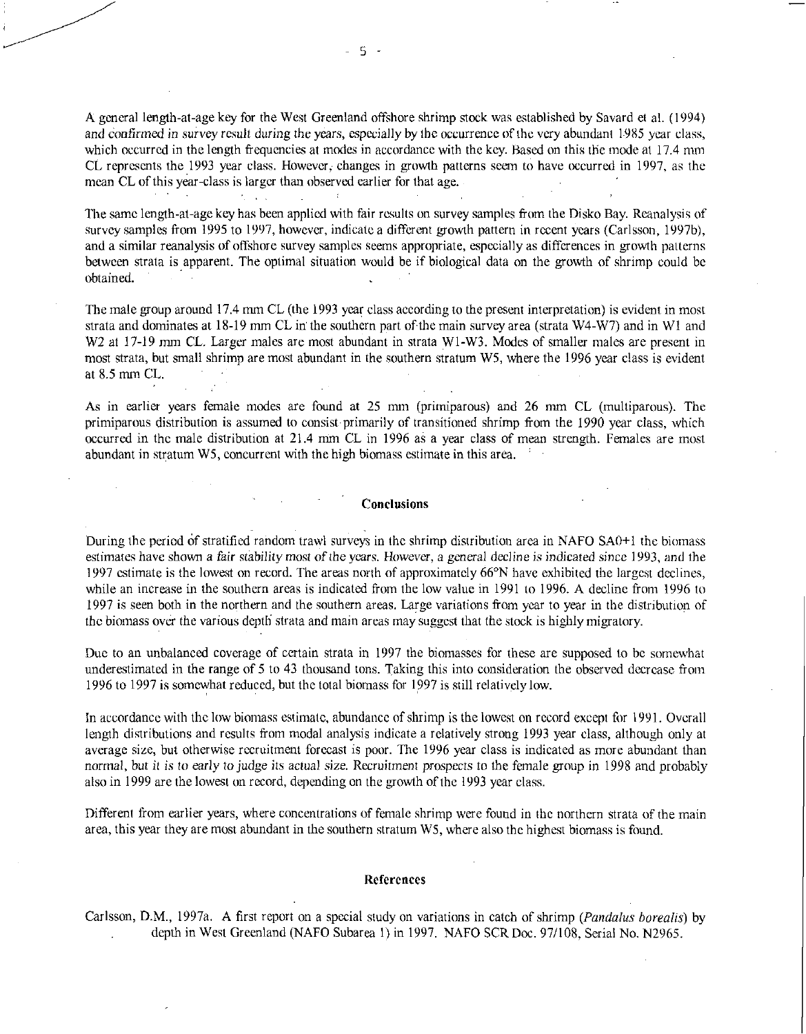A general length-at-age key for the West Greenland offshore shrimp stock was established by Savard et al. (1994) and confirmed in survey result during the years, especially by the occurrence of the very abundant 1985 year class, which occurred in the length frequencies at modes in accordance with the key. Based on this the mode at 17.4 mm CL represents the 1993 year class. However, changes in growth patterns seem to have occurred in 1997, as the mean CL of this year-class is larger than observed earlier for that age.

The same length-at-age key has been applied with fair results on survey samples from the Disko Bay. Reanalysis of survey samples from 1995 to 1997, however, indicate a different growth pattern in recent years (Carlsson, 1997b), and a similar reanalysis of offshore survey samples seems appropriate, especially as differences in growth patterns between strata is apparent. The optimal situation would be if biological data on the growth of shrimp could be obtained.

The male group around 17.4 mm CL (the 1993 year class according to the present interpretation) is evident in most strata and dominates at 18-19 mm CL in the southern part of the main survey area (strata W4-W7) and in W1 and W2 at 17-19 mm CL. Larger males are most abundant in strata W1-W3. Modes of smaller males are present in most strata, but small shrimp are most abundant in the southern stratum W5, where the 1996 year class is evident at 8.5 mm CL.

As in earlier years female modes are found at 25 mm (primiparous) and 26 mm CL (multiparous). The primiparous distribution is assumed to consist primarily of transitioned shrimp from the 1990 year class, which occurred in the male distribution at 21.4 mm CL in 1996 as a year class of mean strength. Females are most abundant in stratum W5, concurrent with the high biomass estimate in this area.

## Conclusions

During the period of stratified random trawl surveys in the shrimp distribution area in NAFO SA0+1 the biomass estimates have shown a fair stability most of the years. However, a general decline is indicated since 1993, and the 1997 estimate is the lowest on record. The areas north of approximately 66°N have exhibited the largest declines, while an increase in the southern areas is indicated from the low value in 1991 to 1996. A decline from 1996 to 1997 is seen both in the northern and the southern areas. Large variations from year to year in the distribution of the biomass over the various depth strata and main areas may suggest that the stock is highly migratory.

Due to an unbalanced coverage of certain strata in 1997 the biomasses for these are supposed to be somewhat underestimated in the range of 5 to 43 thousand tons. Taking this into consideration the observed decrease from 1996 to 1997 is somewhat reduced, but the total biomass for 1997 is still relatively low.

In accordance with the low biomass estimate, abundance of shrimp is the lowest on record except for 1991. Overall length distributions and results from modal analysis indicate a relatively strong 1993 year class, although only at average size, but otherwise recruitment forecast is poor. The 1996 year class is indicated as more abundant than normal, but it is to early to judge its actual size. Recruitment prospects to the female group in 1998 and probably also in 1999 are the lowest on record, depending on the growth of the 1993 year class.

Different from earlier years, where concentrations of female shrimp were found in the northern strata of the main area, this year they are most abundant in the southern stratum W5, where also the highest biomass is found.

## References

Carlsson, D.M., 1997a. A first report on a special study on variations in catch of shrimp (*Pandalus borealis*) by depth in West Greenland (NAFO Subarea 1) in 1997. NAFO SCR Doc. 97/108, Serial No. N2965.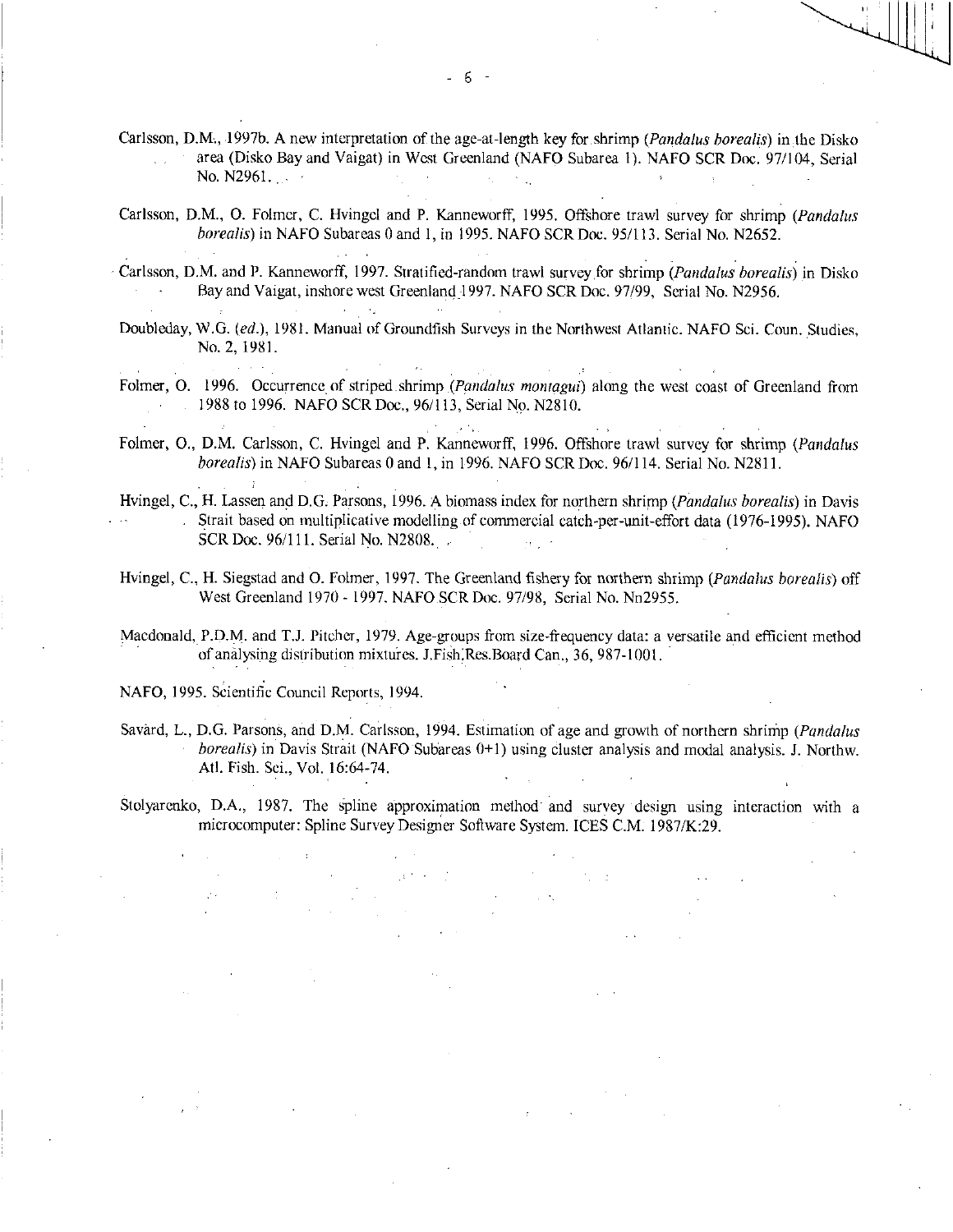Carlsson, D.M., 1997b. A new interpretation of the age-at-length key for shrimp (*Pandalus borealis*) in the Disko area (Disko Bay and Vaigat) in West Greenland (NAFO Subarea 1). NAFO SCR Doc. 97/104, Serial No. N2961.

Carlsson, D.M., O. Folmer, C. Hvingel and P. Kanneworff, 1995. Offshore trawl survey for shrimp (*Pandalus borealis*) in NAFO Subareas 0 and 1, in 1995. NAFO SCR Doc. 95/113. Serial No. N2652.

Carlsson, D.M. and P. Kanneworff, 1997. Stratified-random trawl survey for shrimp (*Pandalus borealis*) in Disko Bay and Vaigat, inshore west Greenland 1997. NAFO SCR Doc. 97/99, Serial No. N2956.

Doubleday, W.G. (*ed.*), 1981. Manual of Groundfish Surveys in the Northwest Atlantic. NAFO Sci. Coun. Studies, No. 2, 1981.

Folmer, O. 1996. Occurrence of striped shrimp (*Pandalus montagui*) along the west coast of Greenland from 1988 to 1996. NAFO SCR Doc., 96/113, Serial No. N2810.

Folmer, O., D.M. Carlsson, C. Hvingel and P. Kanneworff, 1996. Offshore trawl survey for shrimp (*Pandalus borealis*) in NAFO Subareas 0 and 1, in 1996. NAFO SCR Doc. 96/114. Serial No. N2811.

Hvingel, C., H. Lassen and D.G. Parsons, 1996. A biomass index for northern shrimp (*Pandalus borealis*) in Davis Strait based on multiplicative modelling of commercial catch-per-unit-effort data (1976-1995). NAFO SCR Doc. 96/111. Serial No. N2808.

Hvingel, C., H. Siegstad and O. Folmer, 1997. The Greenland fishery for northern shrimp (*Pandalus borealis*) off West Greenland 1970 - 1997. NAFO SCR Doc. 97/98, Serial No. Nn2955.

Macdonald, P.D.M. and T.J. Pitcher, 1979. Age-groups from size-frequency data: a versatile and efficient method of analysing distribution mixtures. J.Fish.Res.Board Can., 36, 987-1001.

NAFO, 1995. Scientific Council Reports, 1994.

Savård, L., D.G. Parsons, and D.M. Carlsson, 1994. Estimation of age and growth of northern shrimp (*Pandalus borealis*) in Davis Strait (NAFO Subareas 0+1) using cluster analysis and modal analysis. J. Northw. Atl. Fish. Sci., Vol. 16:64-74.

Stolyarenko, D.A., 1987. The spline approximation method and survey design using interaction with a microcomputer: Spline Survey Designer Software System. ICES C.M. 1987/K:29.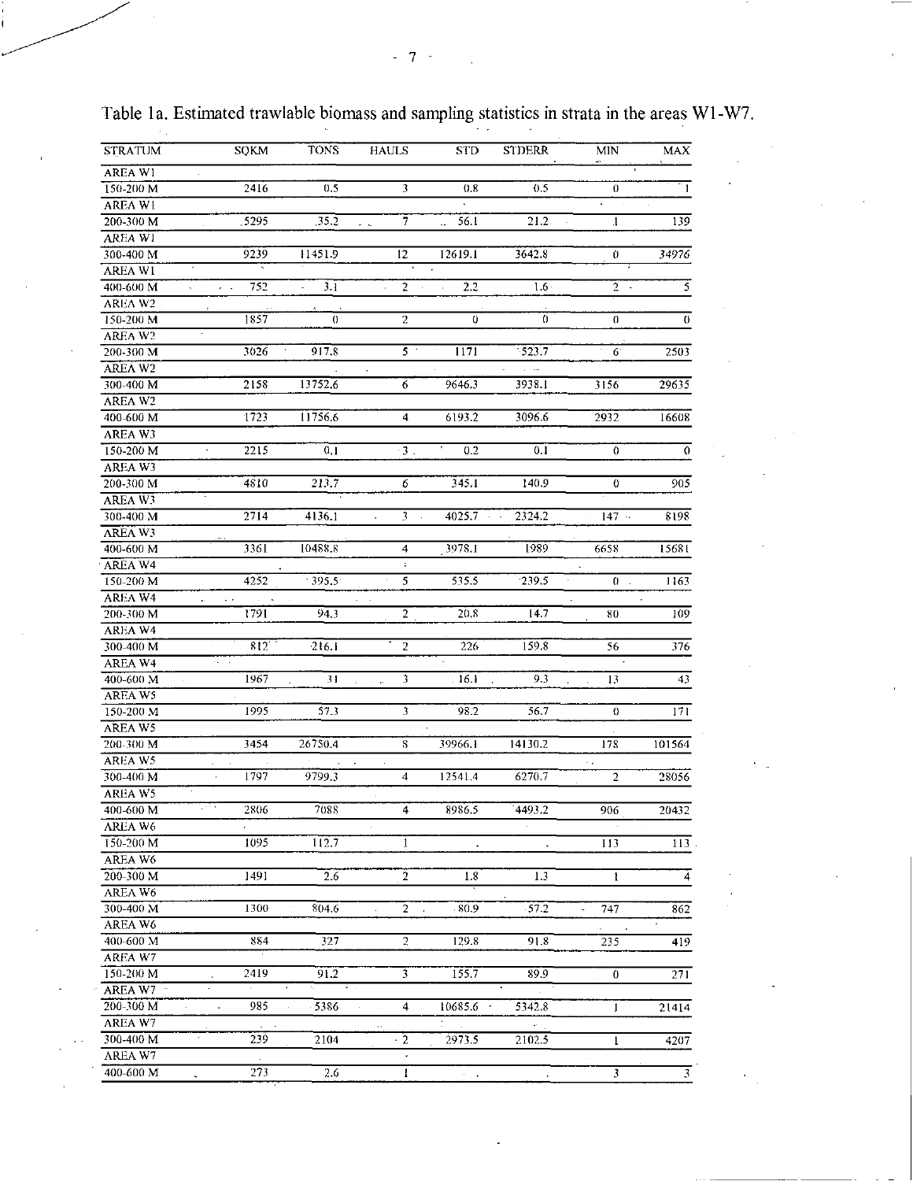Table 1a. Estimated trawlable biomass and sampling statistics in strata in the areas W1-W7.

| STRATUM | SQKM | TONS | HAULS | STD | STDERR | MIN | MAX |
|---|---|---|---|---|---|---|---|
| AREA W1 | | | | | | | |
| 150-200 M | 2416 | 0.5 | 3 | 0.8 | 0.5 | 0 | 1 |
| AREA W1 | | | | | | | |
| 200-300 M | 5295 | 35.2 | 7 | 56.1 | 21.2 | 1 | 139 |
| AREA W1 | | | | | | | |
| 300-400 M | 9239 | 11451.9 | 12 | 12619.1 | 3642.8 | 0 | 34976 |
| AREA W1 | | | | | | | |
| 400-600 M | 752 | 3.1 | 2 | 2.2 | 1.6 | 2 | 5 |
| AREA W2 | | | | | | | |
| 150-200 M | 1857 | 0 | 2 | 0 | 0 | 0 | 0 |
| AREA W2 | | | | | | | |
| 200-300 M | 3026 | 917.8 | 5 | 1171 | 523.7 | 6 | 2503 |
| AREA W2 | | | | | | | |
| 300-400 M | 2158 | 13752.6 | 6 | 9646.3 | 3938.1 | 3156 | 29635 |
| AREA W2 | | | | | | | |
| 400-600 M | 1723 | 11756.6 | 4 | 6193.2 | 3096.6 | 2932 | 16608 |
| AREA W3 | | | | | | | |
| 150-200 M | 2215 | 0.1 | 3 | 0.2 | 0.1 | 0 | 0 |
| AREA W3 | | | | | | | |
| 200-300 M | 4810 | 213.7 | 6 | 345.1 | 140.9 | 0 | 905 |
| AREA W3 | | | | | | | |
| 300-400 M | 2714 | 4136.1 | 3 | 4025.7 | 2324.2 | 147 | 8198 |
| AREA W3 | | | | | | | |
| 400-600 M | 3361 | 10488.8 | 4 | 3978.1 | 1989 | 6658 | 15681 |
| AREA W4 | | | | | | | |
| 150-200 M | 4252 | 395.5 | 5 | 535.5 | 239.5 | 0 | 1163 |
| AREA W4 | | | | | | | |
| 200-300 M | 1791 | 94.3 | 2 | 20.8 | 14.7 | 80 | 109 |
| AREA W4 | | | | | | | |
| 300-400 M | 812 | 216.1 | 2 | 226 | 159.8 | 56 | 376 |
| AREA W4 | | | | | | | |
| 400-600 M | 1967 | 31 | 3 | 16.1 | 9.3 | 13 | 43 |
| AREA W5 | | | | | | | |
| 150-200 M | 1995 | 57.3 | 3 | 98.2 | 56.7 | 0 | 171 |
| AREA W5 | | | | | | | |
| 200-300 M | 3454 | 26750.4 | 8 | 39966.1 | 14130.2 | 178 | 101564 |
| AREA W5 | | | | | | | |
| 300-400 M | 1797 | 9799.3 | 4 | 12541.4 | 6270.7 | 2 | 28056 |
| AREA W5 | | | | | | | |
| 400-600 M | 2806 | 7088 | 4 | 8986.5 | 4493.2 | 906 | 20432 |
| AREA W6 | | | | | | | |
| 150-200 M | 1095 | 112.7 | 1 | . | . | 113 | 113 |
| AREA W6 | | | | | | | |
| 200-300 M | 1491 | 2.6 | 2 | 1.8 | 1.3 | 1 | 4 |
| AREA W6 | | | | | | | |
| 300-400 M | 1300 | 804.6 | 2 | 80.9 | 57.2 | 747 | 862 |
| AREA W6 | | | | | | | |
| 400-600 M | 884 | 327 | 2 | 129.8 | 91.8 | 235 | 419 |
| AREA W7 | | | | | | | |
| 150-200 M | 2419 | 91.2 | 3 | 155.7 | 89.9 | 0 | 271 |
| AREA W7 | | | | | | | |
| 200-300 M | 985 | 5386 | 4 | 10685.6 | 5342.8 | 1 | 21414 |
| AREA W7 | | | | | | | |
| 300-400 M | 239 | 2104 | 2 | 2973.5 | 2102.5 | 1 | 4207 |
| AREA W7 | | | | | | | |
| 400-600 M | 273 | 2.6 | 1 | . | . | 3 | 3 |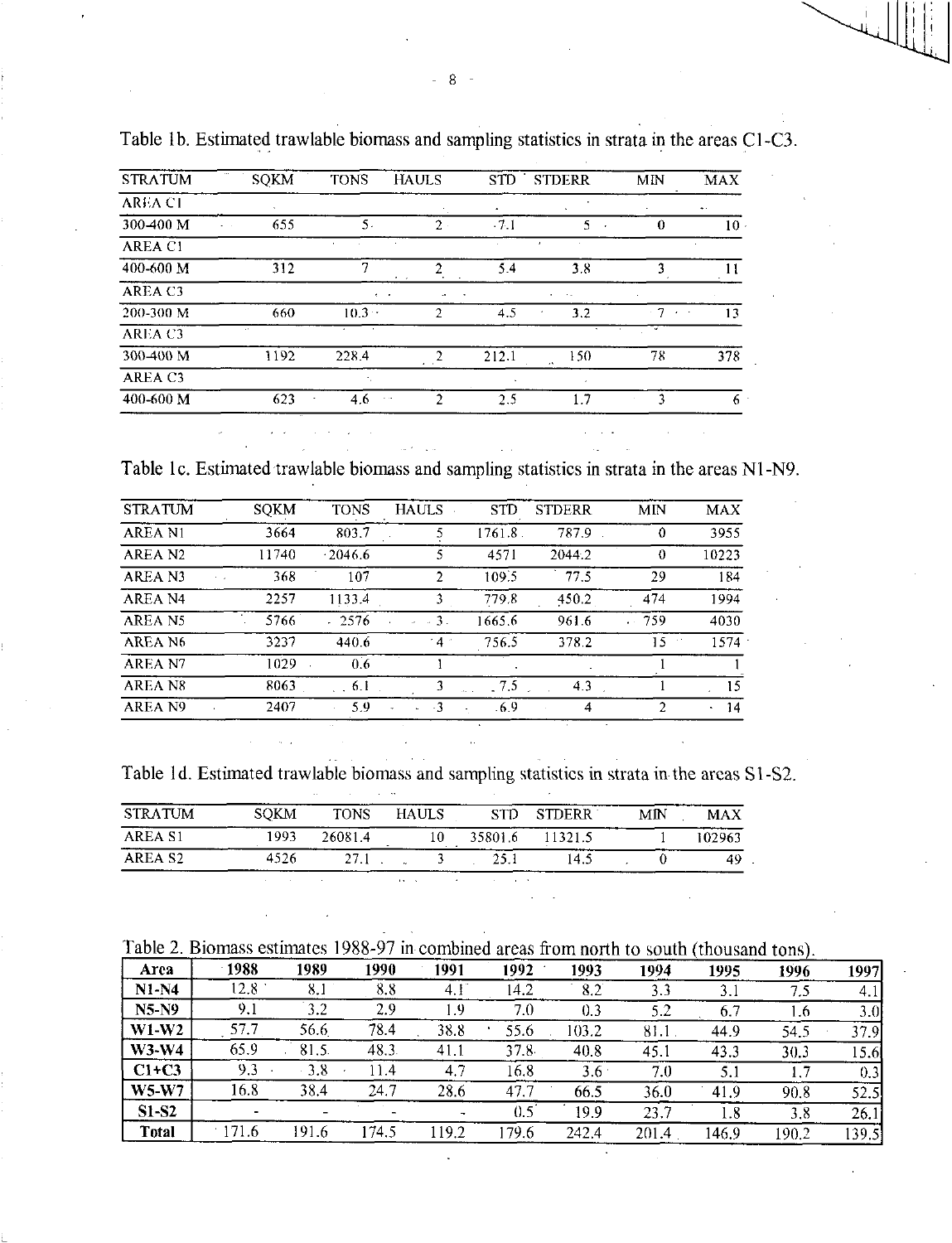Table 1b. Estimated trawlable biomass and sampling statistics in strata in the areas C1-C3.

| STRATUM | SQKM | TONS | HAULS | STD | STDERR | MIN | MAX |
|---|---|---|---|---|---|---|---|
| AREA C1 | | | | | | | |
| 300-400 M | 655 | 5 | 2 | 7.1 | 5 | 0 | 10 |
| AREA C1 | | | | | | | |
| 400-600 M | 312 | 7 | 2 | 5.4 | 3.8 | 3 | 11 |
| AREA C3 | | | | | | | |
| 200-300 M | 660 | 10.3 | 2 | 4.5 | 3.2 | 7 | 13 |
| AREA C3 | | | | | | | |
| 300-400 M | 1192 | 228.4 | 2 | 212.1 | 150 | 78 | 378 |
| AREA C3 | | | | | | | |
| 400-600 M | 623 | 4.6 | 2 | 2.5 | 1.7 | 3 | 6 |

Table 1c. Estimated trawlable biomass and sampling statistics in strata in the areas N1-N9.

| STRATUM | SQKM | TONS | HAULS | STD | STDERR | MIN | MAX |
|---|---|---|---|---|---|---|---|
| AREA N1 | 3664 | 803.7 | 5 | 1761.8 | 787.9 | 0 | 3955 |
| AREA N2 | 11740 | 2046.6 | 5 | 4571 | 2044.2 | 0 | 10223 |
| AREA N3 | 368 | 107 | 2 | 109.5 | 77.5 | 29 | 184 |
| AREA N4 | 2257 | 1133.4 | 3 | 779.8 | 450.2 | 474 | 1994 |
| AREA N5 | 5766 | 2576 | 3 | 1665.6 | 961.6 | 759 | 4030 |
| AREA N6 | 3237 | 440.6 | 4 | 756.5 | 378.2 | 15 | 1574 |
| AREA N7 | 1029 | 0.6 | 1 | . | . | 1 | 1 |
| AREA N8 | 8063 | 6.1 | 3 | 7.5 | 4.3 | 1 | 15 |
| AREA N9 | 2407 | 5.9 | 3 | 6.9 | 4 | 2 | 14 |

Table 1d. Estimated trawlable biomass and sampling statistics in strata in the areas S1-S2.

| STRATUM | SQKM | TONS | HAULS | STD | STDERR | MIN | MAX |
|---|---|---|---|---|---|---|---|
| AREA S1 | 1993 | 26081.4 | 10 | 35801.6 | 11321.5 | 1 | 102963 |
| AREA S2 | 4526 | 27.1 | 3 | 25.1 | 14.5 | 0 | 49 |

Table 2. Biomass estimates 1988-97 in combined areas from north to south (thousand tons).

| Area | 1988 | 1989 | 1990 | 1991 | 1992 | 1993 | 1994 | 1995 | 1996 | 1997 |
|---|---|---|---|---|---|---|---|---|---|---|
| N1-N4 | 12.8 | 8.1 | 8.8 | 4.1 | 14.2 | 8.2 | 3.3 | 3.1 | 7.5 | 4.1 |
| N5-N9 | 9.1 | 3.2 | 2.9 | 1.9 | 7.0 | 0.3 | 5.2 | 6.7 | 1.6 | 3.0 |
| W1-W2 | 57.7 | 56.6 | 78.4 | 38.8 | 55.6 | 103.2 | 81.1 | 44.9 | 54.5 | 37.9 |
| W3-W4 | 65.9 | 81.5 | 48.3 | 41.1 | 37.8 | 40.8 | 45.1 | 43.3 | 30.3 | 15.6 |
| C1+C3 | 9.3 | 3.8 | 11.4 | 4.7 | 16.8 | 3.6 | 7.0 | 5.1 | 1.7 | 0.3 |
| W5-W7 | 16.8 | 38.4 | 24.7 | 28.6 | 47.7 | 66.5 | 36.0 | 41.9 | 90.8 | 52.5 |
| S1-S2 | - | - | - | - | 0.5 | 19.9 | 23.7 | 1.8 | 3.8 | 26.1 |
| Total | 171.6 | 191.6 | 174.5 | 119.2 | 179.6 | 242.4 | 201.4 | 146.9 | 190.2 | 139.5 |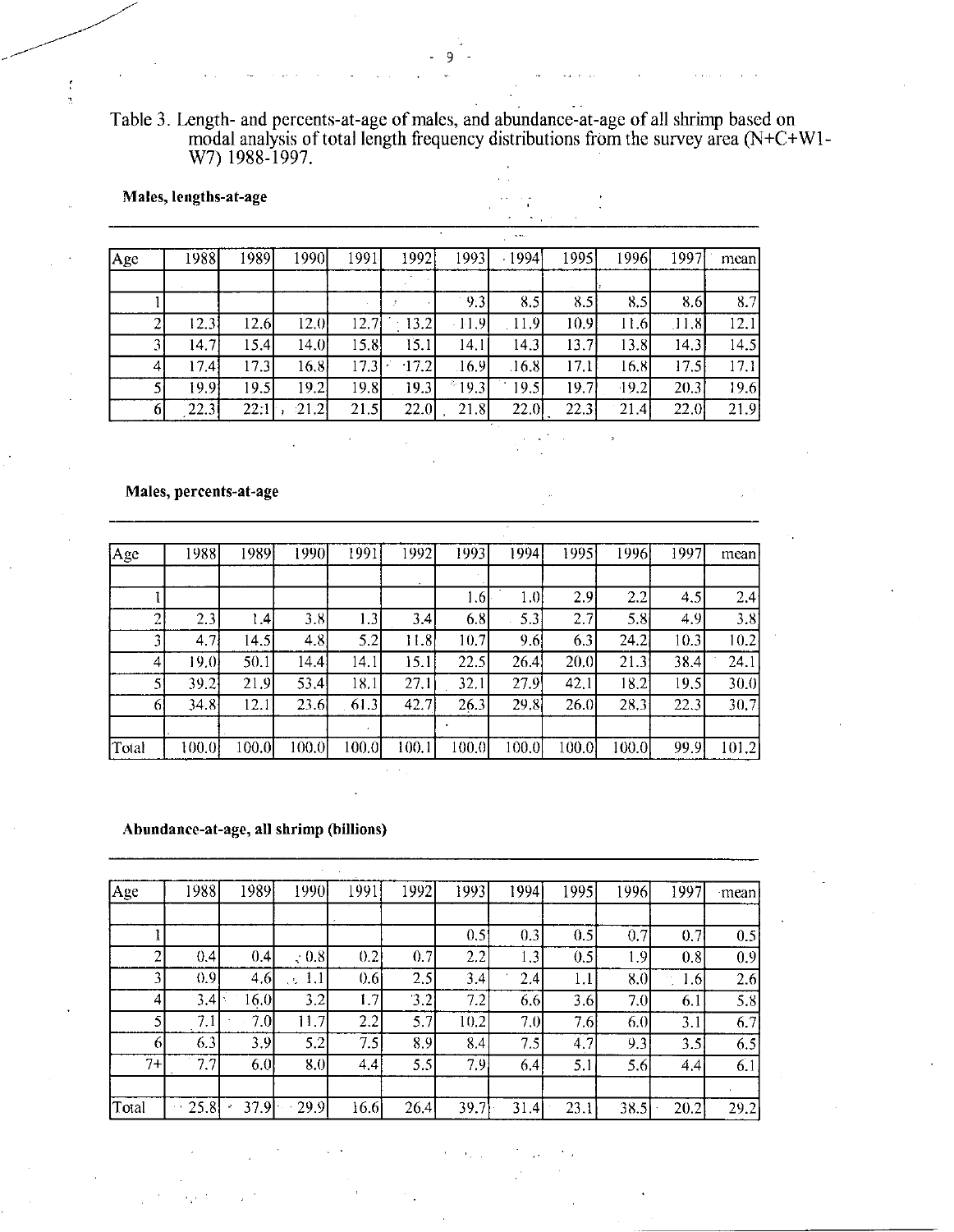Table 3. Length- and percents-at-age of males, and abundance-at-age of all shrimp based on modal analysis of total length frequency distributions from the survey area (N+C+W1-W7) 1988-1997.

**Males, lengths-at-age**

| Age | 1988 | 1989 | 1990 | 1991 | 1992 | 1993 | 1994 | 1995 | 1996 | 1997 | mean |
|---|---|---|---|---|---|---|---|---|---|---|---|
| | | | | | | | | | | | |
| 1 | | | | | | 9.3 | 8.5 | 8.5 | 8.5 | 8.6 | 8.7 |
| 2 | 12.3 | 12.6 | 12.0 | 12.7 | 13.2 | 11.9 | 11.9 | 10.9 | 11.6 | 11.8 | 12.1 |
| 3 | 14.7 | 15.4 | 14.0 | 15.8 | 15.1 | 14.1 | 14.3 | 13.7 | 13.8 | 14.3 | 14.5 |
| 4 | 17.4 | 17.3 | 16.8 | 17.3 | 17.2 | 16.9 | 16.8 | 17.1 | 16.8 | 17.5 | 17.1 |
| 5 | 19.9 | 19.5 | 19.2 | 19.8 | 19.3 | 19.3 | 19.5 | 19.7 | 19.2 | 20.3 | 19.6 |
| 6 | 22.3 | 22.1 | 21.2 | 21.5 | 22.0 | 21.8 | 22.0 | 22.3 | 21.4 | 22.0 | 21.9 |

**Males, percents-at-age**

| Age | 1988 | 1989 | 1990 | 1991 | 1992 | 1993 | 1994 | 1995 | 1996 | 1997 | mean |
|---|---|---|---|---|---|---|---|---|---|---|---|
| | | | | | | | | | | | |
| 1 | | | | | | 1.6 | 1.0 | 2.9 | 2.2 | 4.5 | 2.4 |
| 2 | 2.3 | 1.4 | 3.8 | 1.3 | 3.4 | 6.8 | 5.3 | 2.7 | 5.8 | 4.9 | 3.8 |
| 3 | 4.7 | 14.5 | 4.8 | 5.2 | 11.8 | 10.7 | 9.6 | 6.3 | 24.2 | 10.3 | 10.2 |
| 4 | 19.0 | 50.1 | 14.4 | 14.1 | 15.1 | 22.5 | 26.4 | 20.0 | 21.3 | 38.4 | 24.1 |
| 5 | 39.2 | 21.9 | 53.4 | 18.1 | 27.1 | 32.1 | 27.9 | 42.1 | 18.2 | 19.5 | 30.0 |
| 6 | 34.8 | 12.1 | 23.6 | 61.3 | 42.7 | 26.3 | 29.8 | 26.0 | 28.3 | 22.3 | 30.7 |
| | | | | | | | | | | | |
| Total | 100.0 | 100.0 | 100.0 | 100.0 | 100.1 | 100.0 | 100.0 | 100.0 | 100.0 | 99.9 | 101.2 |

**Abundance-at-age, all shrimp (billions)**

| Age | 1988 | 1989 | 1990 | 1991 | 1992 | 1993 | 1994 | 1995 | 1996 | 1997 | mean |
|---|---|---|---|---|---|---|---|---|---|---|---|
| | | | | | | | | | | | |
| 1 | | | | | | 0.5 | 0.3 | 0.5 | 0.7 | 0.7 | 0.5 |
| 2 | 0.4 | 0.4 | 0.8 | 0.2 | 0.7 | 2.2 | 1.3 | 0.5 | 1.9 | 0.8 | 0.9 |
| 3 | 0.9 | 4.6 | 1.1 | 0.6 | 2.5 | 3.4 | 2.4 | 1.1 | 8.0 | 1.6 | 2.6 |
| 4 | 3.4 | 16.0 | 3.2 | 1.7 | 3.2 | 7.2 | 6.6 | 3.6 | 7.0 | 6.1 | 5.8 |
| 5 | 7.1 | 7.0 | 11.7 | 2.2 | 5.7 | 10.2 | 7.0 | 7.6 | 6.0 | 3.1 | 6.7 |
| 6 | 6.3 | 3.9 | 5.2 | 7.5 | 8.9 | 8.4 | 7.5 | 4.7 | 9.3 | 3.5 | 6.5 |
| 7+ | 7.7 | 6.0 | 8.0 | 4.4 | 5.5 | 7.9 | 6.4 | 5.1 | 5.6 | 4.4 | 6.1 |
| | | | | | | | | | | | |
| Total | 25.8 | 37.9 | 29.9 | 16.6 | 26.4 | 39.7 | 31.4 | 23.1 | 38.5 | 20.2 | 29.2 |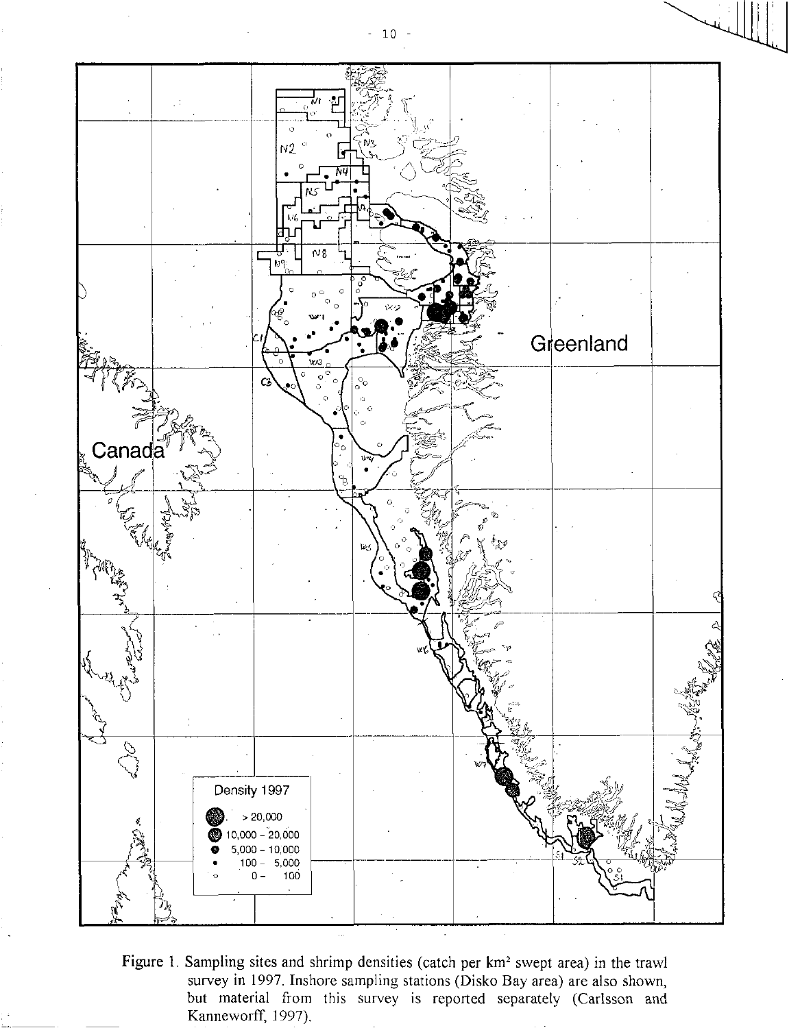Figure 1. Sampling sites and shrimp densities (catch per km² swept area) in the trawl survey in 1997. Inshore sampling stations (Disko Bay area) are also shown, but material from this survey is reported separately (Carlsson and Kanneworff, 1997).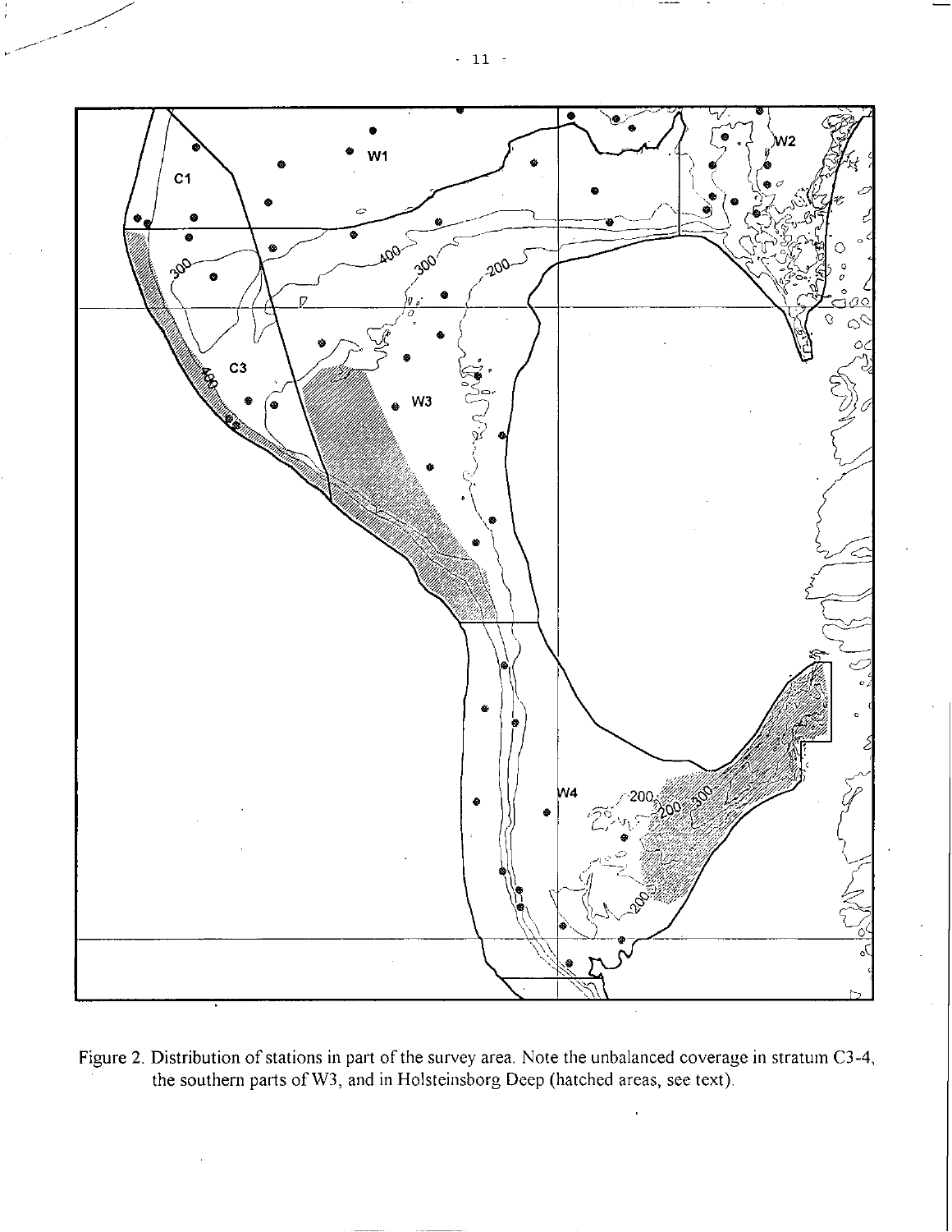Figure 2. Distribution of stations in part of the survey area. Note the unbalanced coverage in stratum C3-4, the southern parts of W3, and in Holsteinsborg Deep (hatched areas, see text).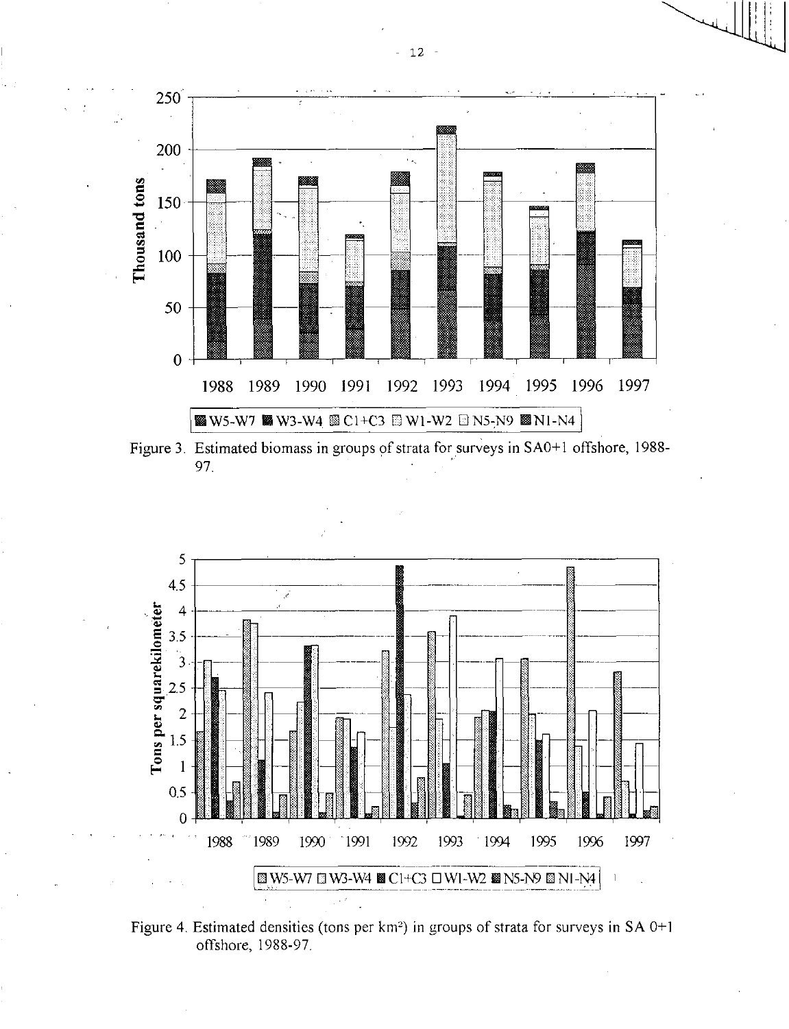Figure 3. Estimated biomass in groups of strata for surveys in SA0+1 offshore, 1988-97.

Figure 4. Estimated densities (tons per km²) in groups of strata for surveys in SA 0+1 offshore, 1988-97.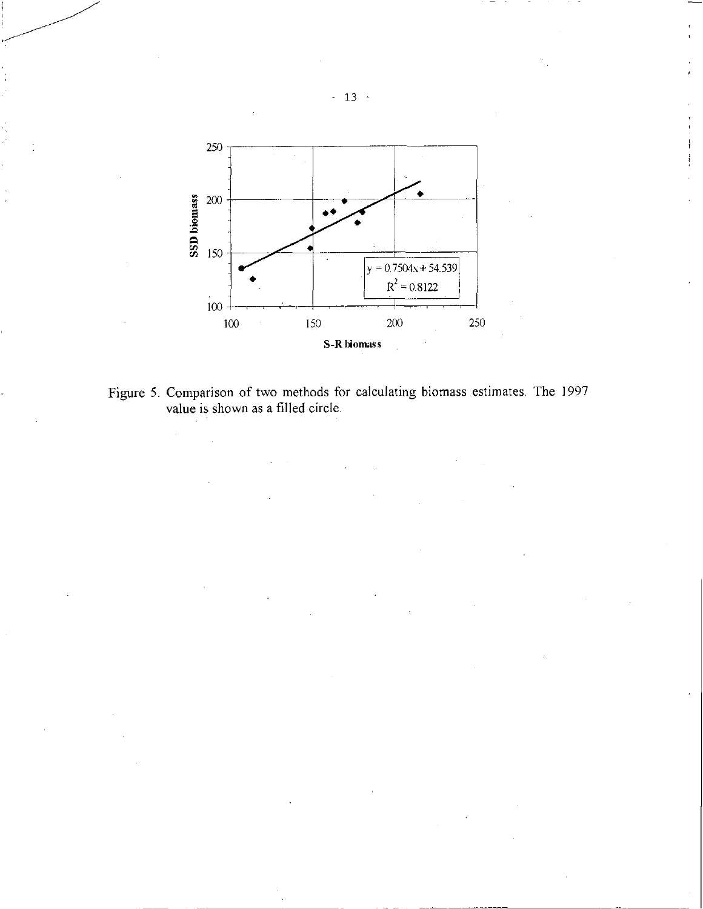Figure 5. Comparison of two methods for calculating biomass estimates. The 1997 value is shown as a filled circle.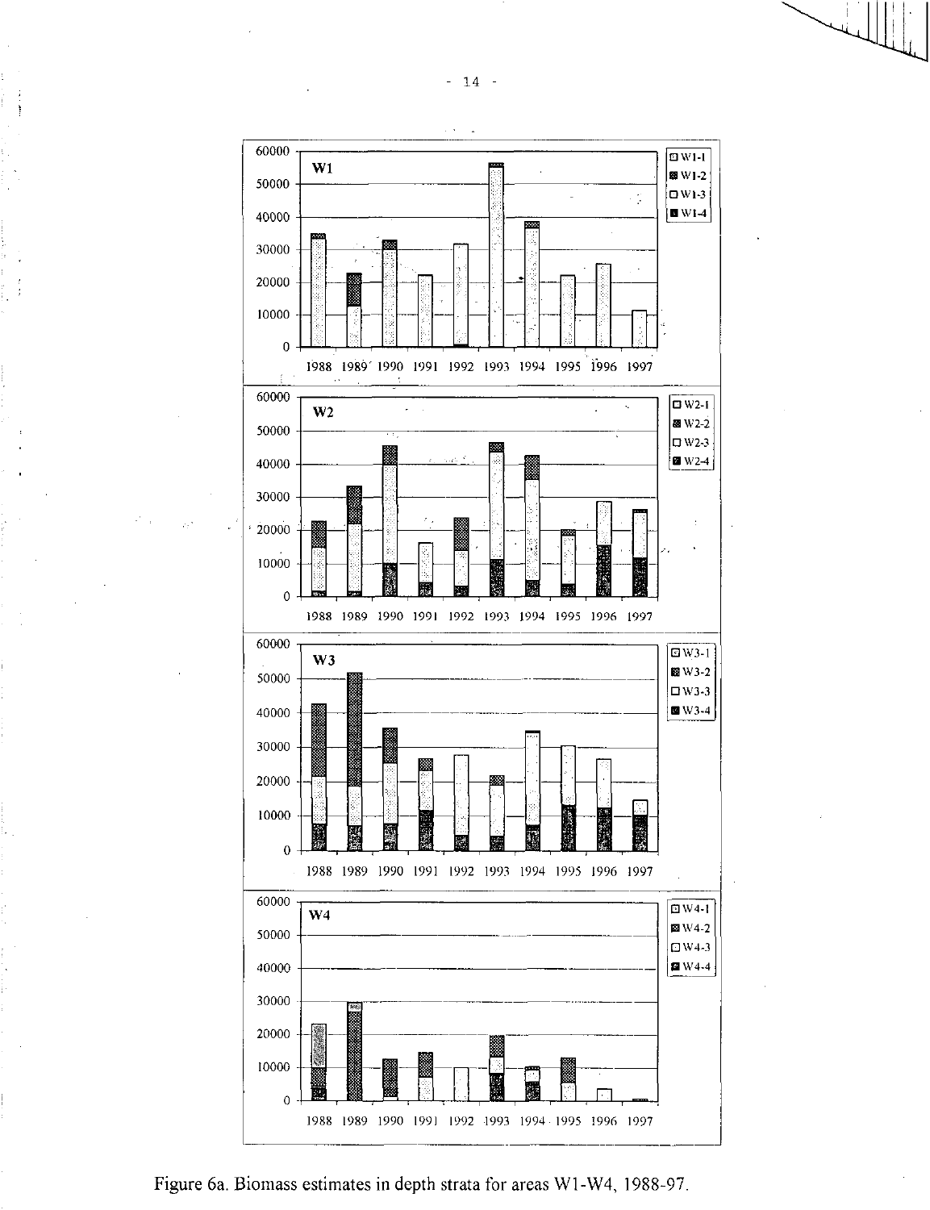Figure 6a. Biomass estimates in depth strata for areas W1-W4, 1988-97.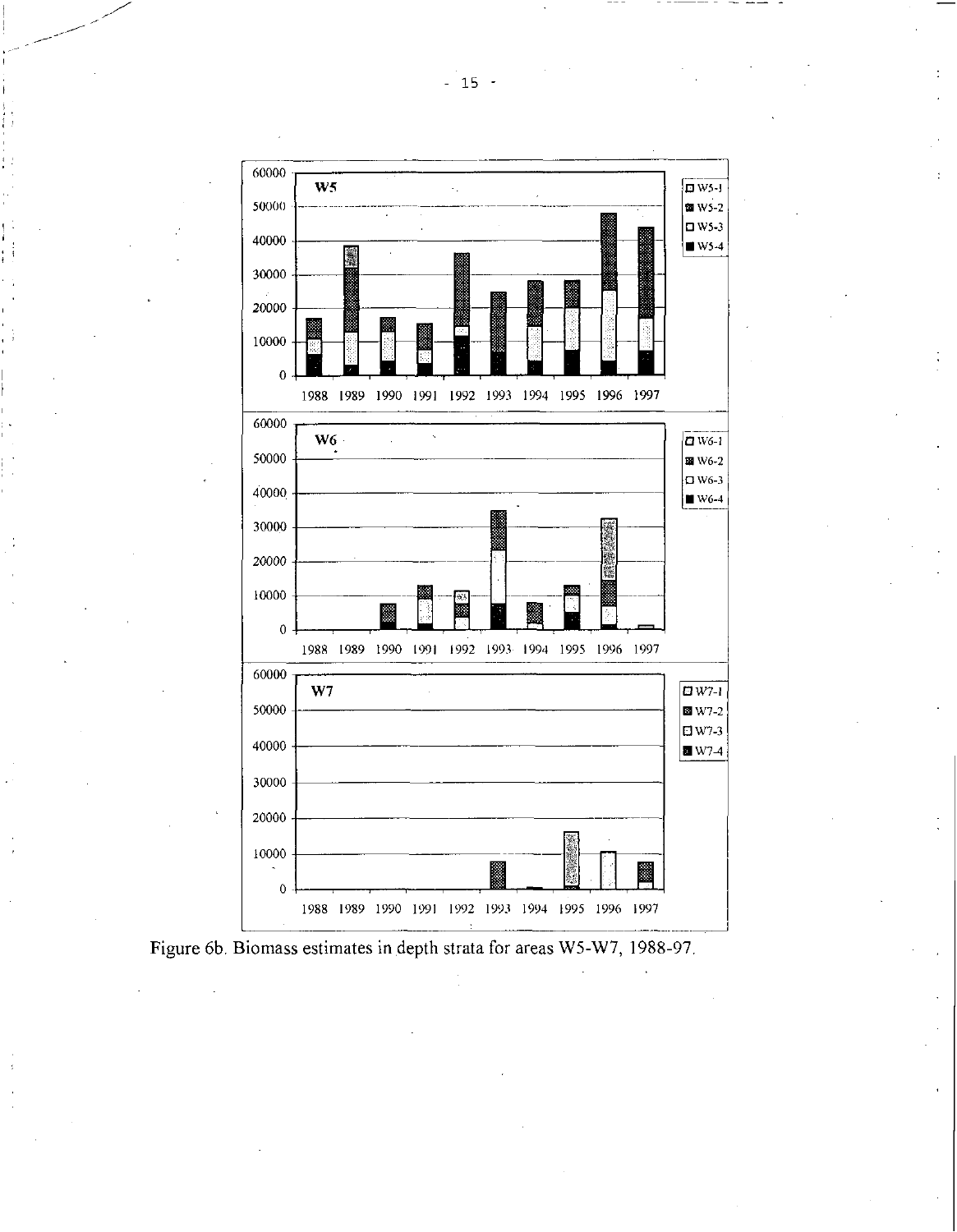Figure 6b. Biomass estimates in depth strata for areas W5-W7, 1988-97.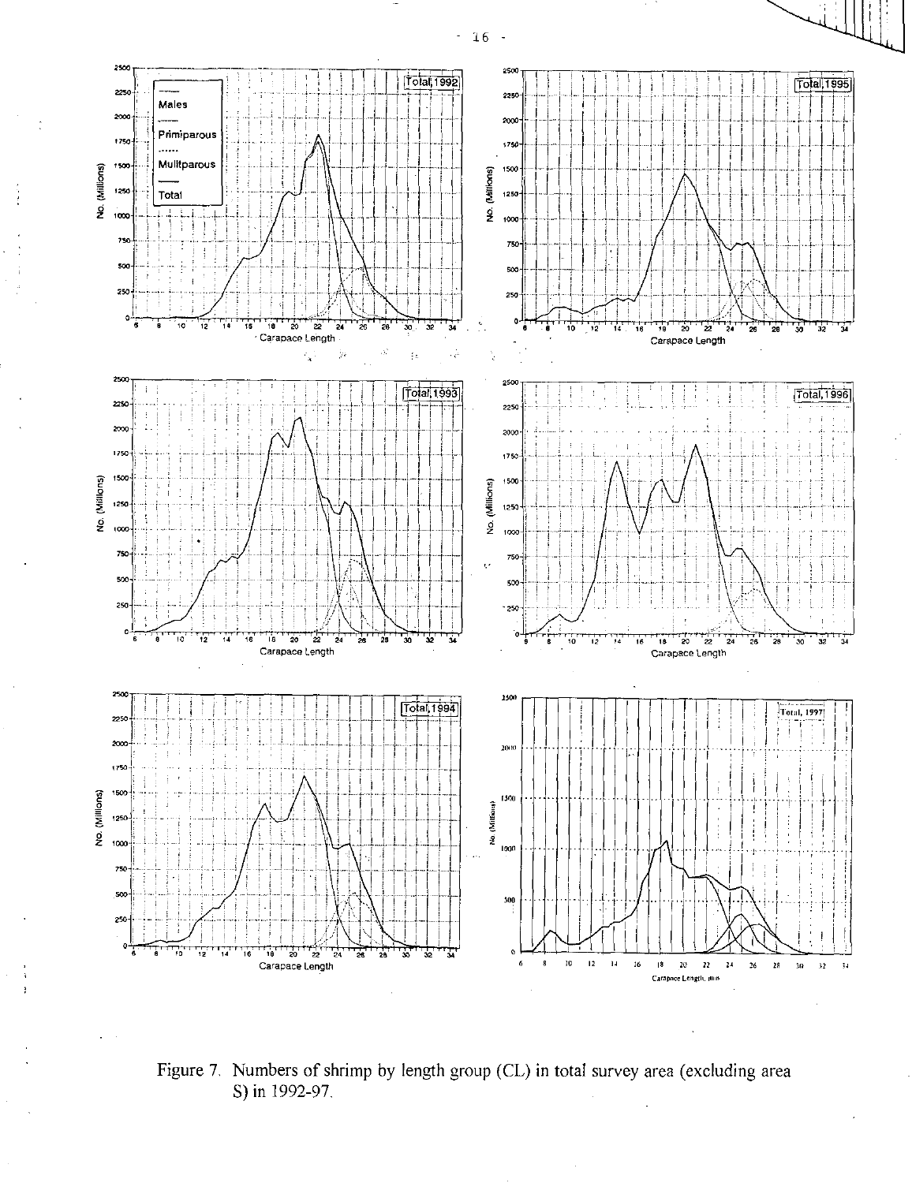Figure 7. Numbers of shrimp by length group (CL) in total survey area (excluding area S) in 1992-97.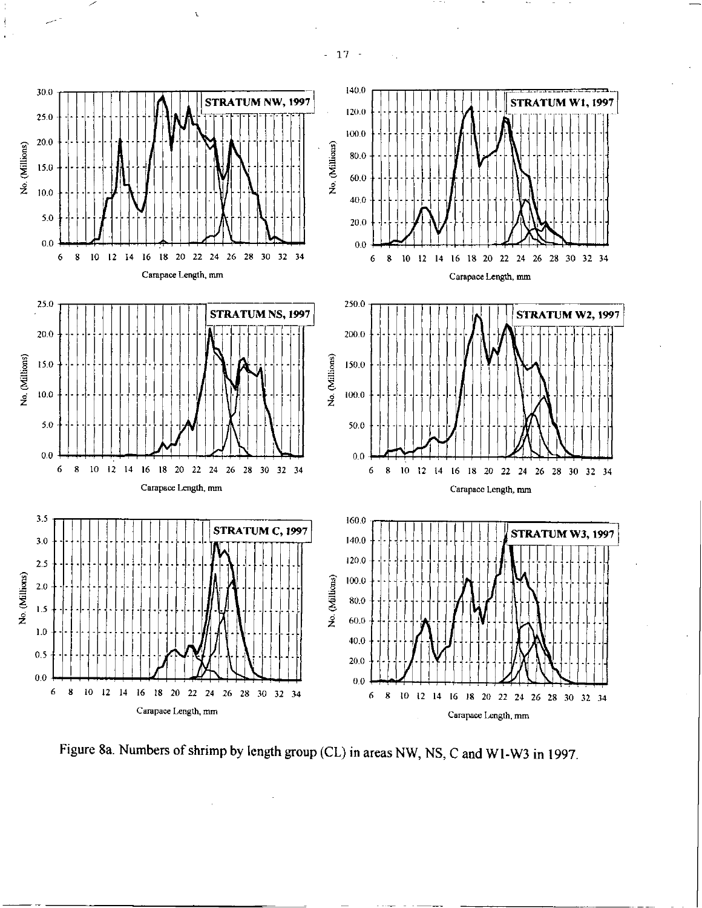Figure 8a. Numbers of shrimp by length group (CL) in areas NW, NS, C and W1-W3 in 1997.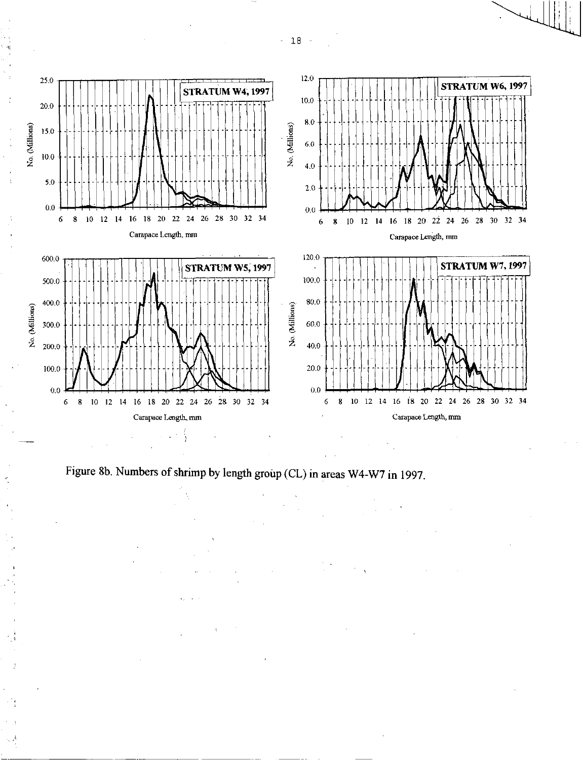Figure 8b. Numbers of shrimp by length group (CL) in areas W4-W7 in 1997.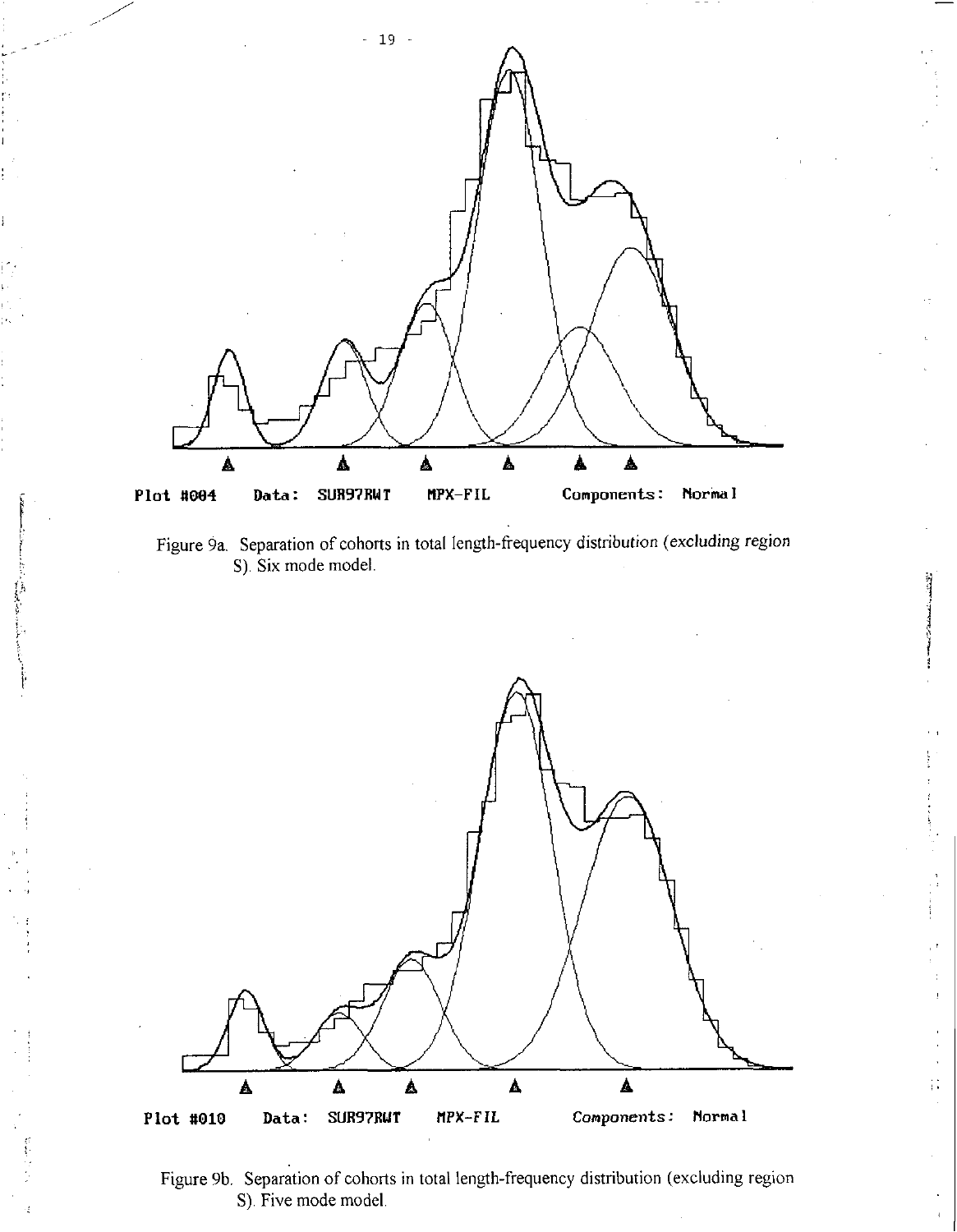Plot #004 Data: SUR97RWT MPX-FIL Components: Normal

Figure 9a. Separation of cohorts in total length-frequency distribution (excluding region S). Six mode model.

Plot #010 Data: SUR97RWT MPX-FIL Components: Normal

Figure 9b. Separation of cohorts in total length-frequency distribution (excluding region S). Five mode model.